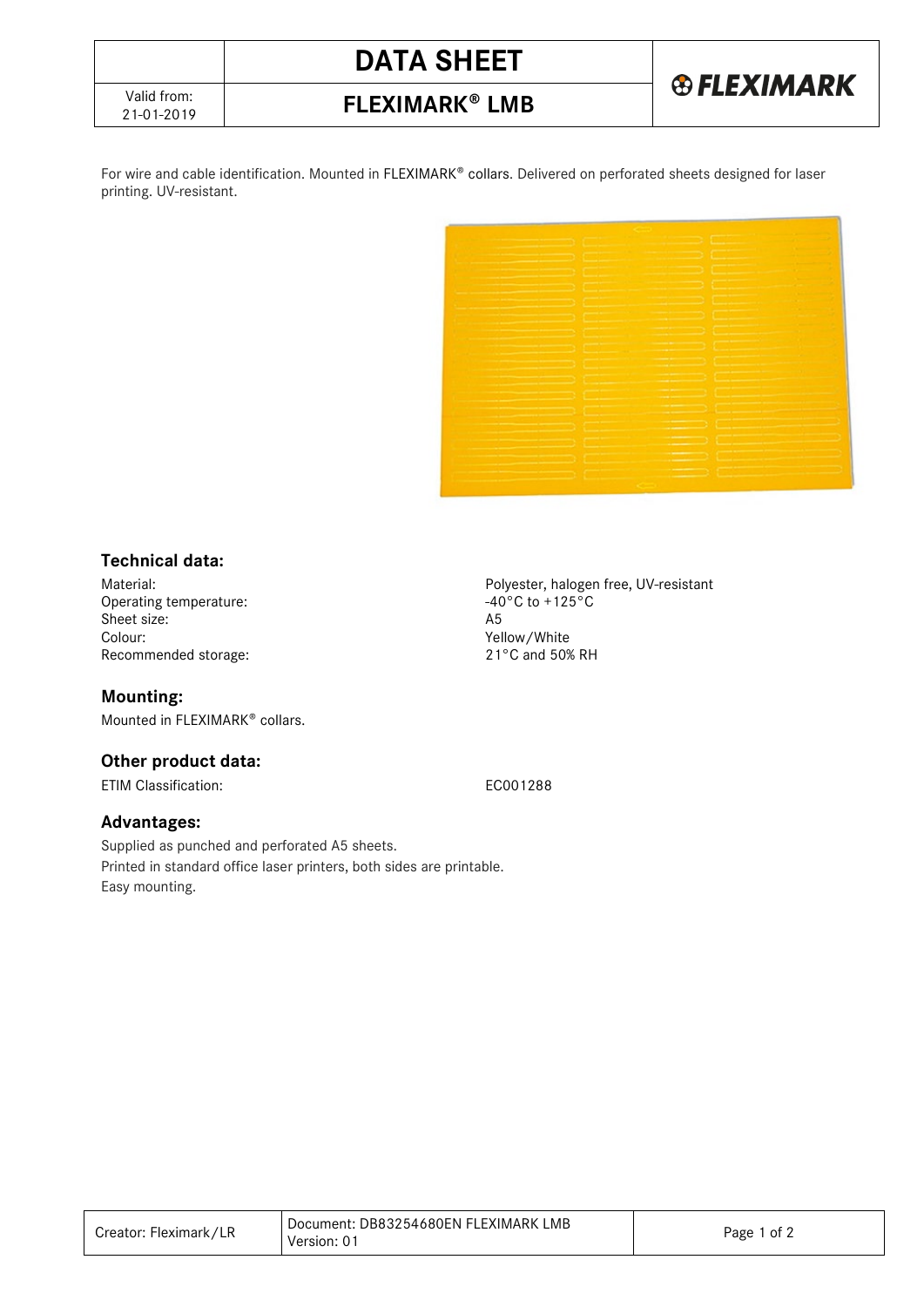# DATA SHEET

## FLEXIMARK® LMB

Valid from: 21-01-2019

For wire and cable identification. Mounted in FLEXIMARK® collars. Delivered on perforated sheets designed for laser printing. UV-resistant.

### Technical data:

| | |
|---|---|
| Material: | Polyester, halogen free, UV-resistant |
| Operating temperature: | -40°C to +125°C |
| Sheet size: | A5 |
| Colour: | Yellow/White |
| Recommended storage: | 21°C and 50% RH |

### Mounting:

Mounted in FLEXIMARK® collars.

### Other product data:

| | |
|---|---|
| ETIM Classification: | EC001288 |

### Advantages:

Supplied as punched and perforated A5 sheets.
Printed in standard office laser printers, both sides are printable.
Easy mounting.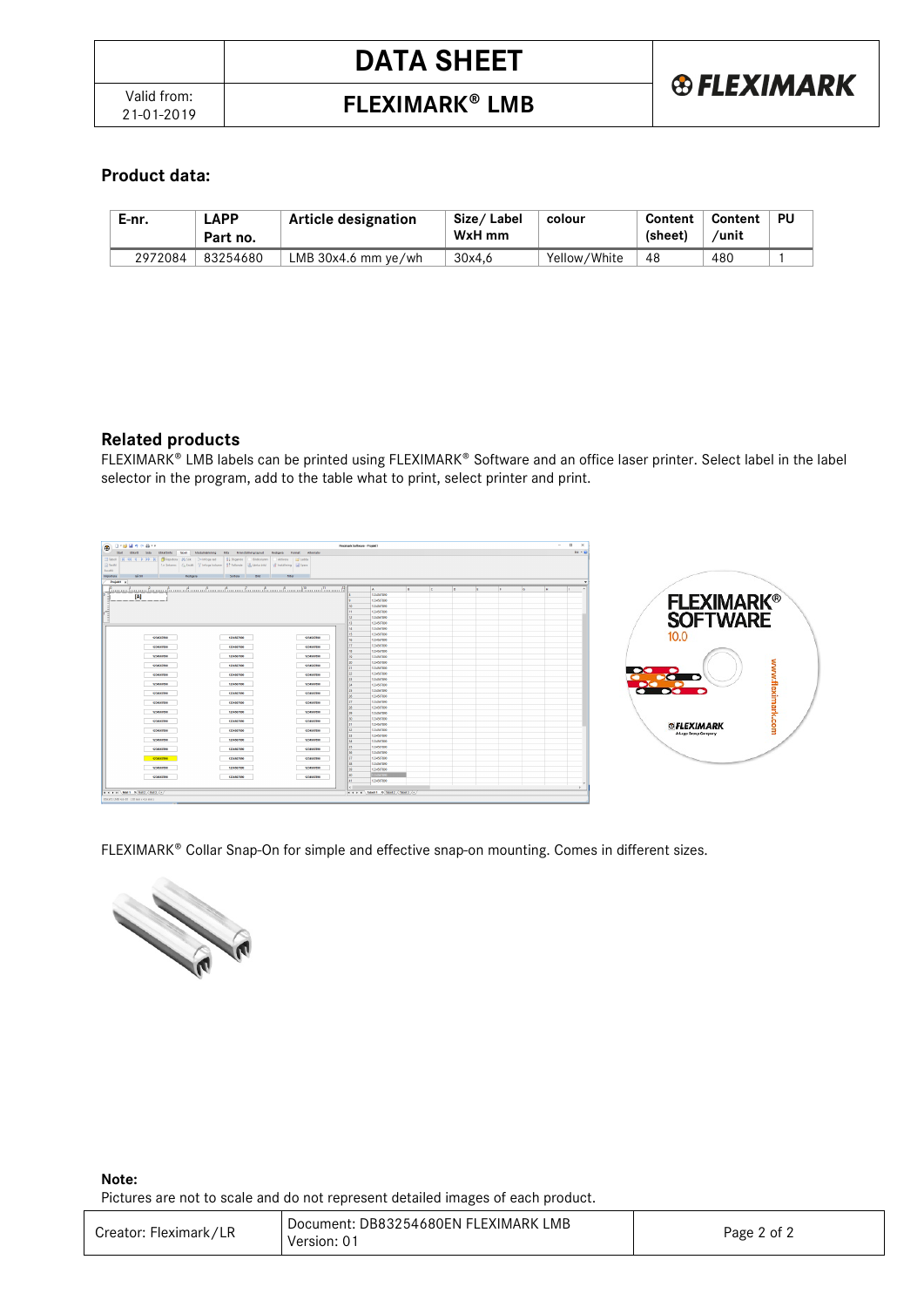## Product data:

| E-nr. | LAPP Part no. | Article designation | Size/ Label WxH mm | colour | Content (sheet) | Content /unit | PU |
|---|---|---|---|---|---|---|---|
| 2972084 | 83254680 | LMB 30x4.6 mm ye/wh | 30x4,6 | Yellow/White | 48 | 480 | 1 |

## Related products

FLEXIMARK® LMB labels can be printed using FLEXIMARK® Software and an office laser printer. Select label in the label selector in the program, add to the table what to print, select printer and print.

FLEXIMARK® Collar Snap-On for simple and effective snap-on mounting. Comes in different sizes.

**Note:**

Pictures are not to scale and do not represent detailed images of each product.